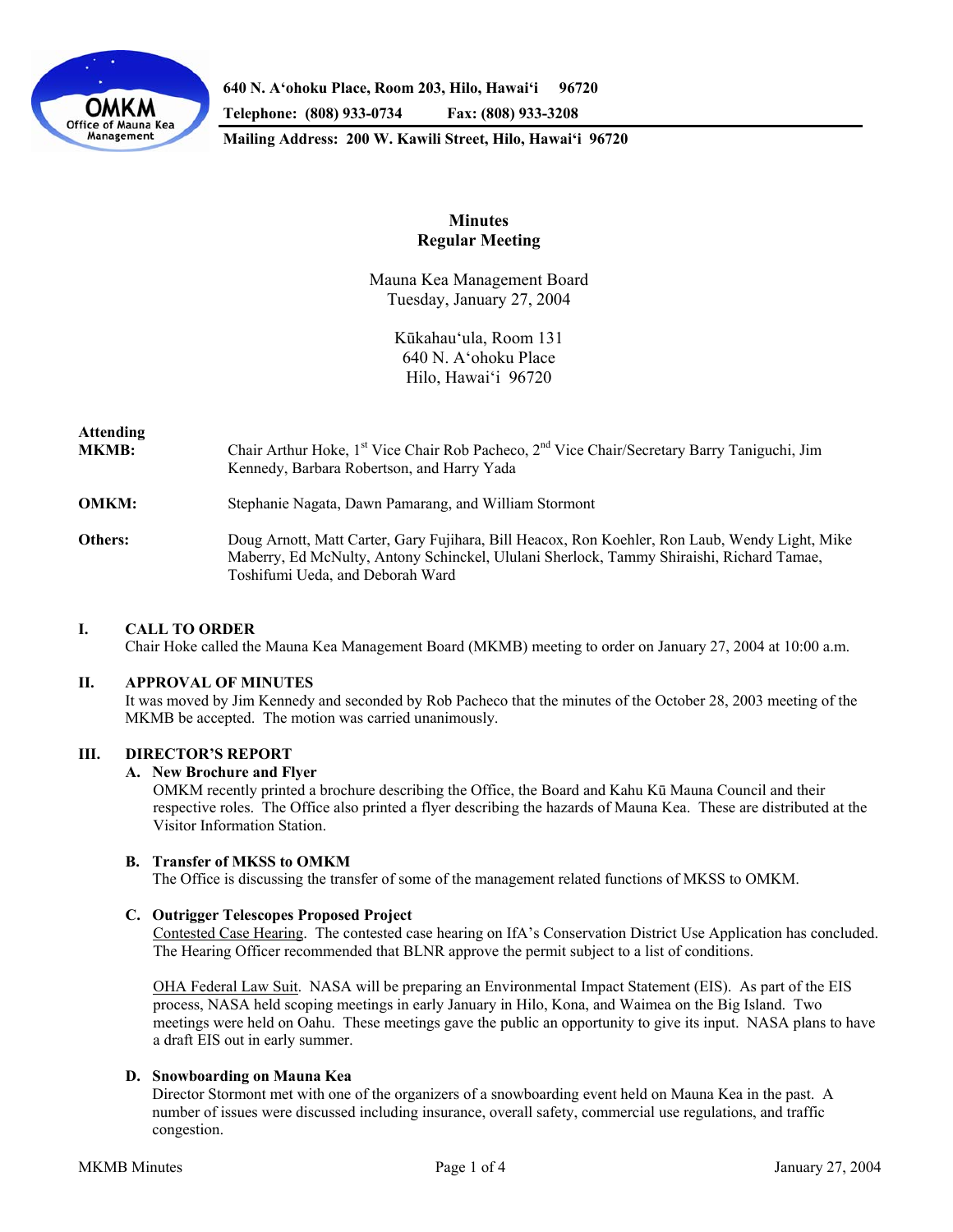640 N. A'ohoku Place, Room 203, Hilo, Hawai'i 96720
Telephone: (808) 933-0734 Fax: (808) 933-3208
Mailing Address: 200 W. Kawili Street, Hilo, Hawai'i 96720

# Minutes
# Regular Meeting

Mauna Kea Management Board
Tuesday, January 27, 2004

Kūkahau'ula, Room 131
640 N. A'ohoku Place
Hilo, Hawai'i 96720

**Attending**

**MKMB:** Chair Arthur Hoke, 1st Vice Chair Rob Pacheco, 2nd Vice Chair/Secretary Barry Taniguchi, Jim Kennedy, Barbara Robertson, and Harry Yada

**OMKM:** Stephanie Nagata, Dawn Pamarang, and William Stormont

**Others:** Doug Arnott, Matt Carter, Gary Fujihara, Bill Heacox, Ron Koehler, Ron Laub, Wendy Light, Mike Maberry, Ed McNulty, Antony Schinckel, Ululani Sherlock, Tammy Shiraishi, Richard Tamae, Toshifumi Ueda, and Deborah Ward

## I. CALL TO ORDER

Chair Hoke called the Mauna Kea Management Board (MKMB) meeting to order on January 27, 2004 at 10:00 a.m.

## II. APPROVAL OF MINUTES

It was moved by Jim Kennedy and seconded by Rob Pacheco that the minutes of the October 28, 2003 meeting of the MKMB be accepted. The motion was carried unanimously.

## III. DIRECTOR'S REPORT

### A. New Brochure and Flyer

OMKM recently printed a brochure describing the Office, the Board and Kahu Kū Mauna Council and their respective roles. The Office also printed a flyer describing the hazards of Mauna Kea. These are distributed at the Visitor Information Station.

### B. Transfer of MKSS to OMKM

The Office is discussing the transfer of some of the management related functions of MKSS to OMKM.

### C. Outrigger Telescopes Proposed Project

Contested Case Hearing. The contested case hearing on IfA's Conservation District Use Application has concluded. The Hearing Officer recommended that BLNR approve the permit subject to a list of conditions.

OHA Federal Law Suit. NASA will be preparing an Environmental Impact Statement (EIS). As part of the EIS process, NASA held scoping meetings in early January in Hilo, Kona, and Waimea on the Big Island. Two meetings were held on Oahu. These meetings gave the public an opportunity to give its input. NASA plans to have a draft EIS out in early summer.

### D. Snowboarding on Mauna Kea

Director Stormont met with one of the organizers of a snowboarding event held on Mauna Kea in the past. A number of issues were discussed including insurance, overall safety, commercial use regulations, and traffic congestion.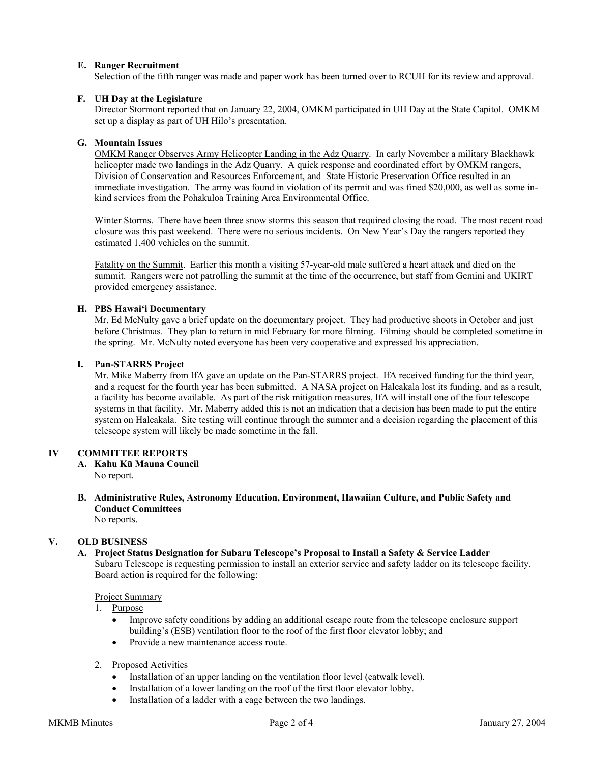**E. Ranger Recruitment**

Selection of the fifth ranger was made and paper work has been turned over to RCUH for its review and approval.

**F. UH Day at the Legislature**

Director Stormont reported that on January 22, 2004, OMKM participated in UH Day at the State Capitol. OMKM set up a display as part of UH Hilo's presentation.

**G. Mountain Issues**

OMKM Ranger Observes Army Helicopter Landing in the Adz Quarry. In early November a military Blackhawk helicopter made two landings in the Adz Quarry. A quick response and coordinated effort by OMKM rangers, Division of Conservation and Resources Enforcement, and State Historic Preservation Office resulted in an immediate investigation. The army was found in violation of its permit and was fined $20,000, as well as some in-kind services from the Pohakuloa Training Area Environmental Office.

Winter Storms. There have been three snow storms this season that required closing the road. The most recent road closure was this past weekend. There were no serious incidents. On New Year's Day the rangers reported they estimated 1,400 vehicles on the summit.

Fatality on the Summit. Earlier this month a visiting 57-year-old male suffered a heart attack and died on the summit. Rangers were not patrolling the summit at the time of the occurrence, but staff from Gemini and UKIRT provided emergency assistance.

**H. PBS Hawai'i Documentary**

Mr. Ed McNulty gave a brief update on the documentary project. They had productive shoots in October and just before Christmas. They plan to return in mid February for more filming. Filming should be completed sometime in the spring. Mr. McNulty noted everyone has been very cooperative and expressed his appreciation.

**I. Pan-STARRS Project**

Mr. Mike Maberry from IfA gave an update on the Pan-STARRS project. IfA received funding for the third year, and a request for the fourth year has been submitted. A NASA project on Haleakala lost its funding, and as a result, a facility has become available. As part of the risk mitigation measures, IfA will install one of the four telescope systems in that facility. Mr. Maberry added this is not an indication that a decision has been made to put the entire system on Haleakala. Site testing will continue through the summer and a decision regarding the placement of this telescope system will likely be made sometime in the fall.

## IV COMMITTEE REPORTS

**A. Kahu Kū Mauna Council**

No report.

**B. Administrative Rules, Astronomy Education, Environment, Hawaiian Culture, and Public Safety and Conduct Committees**

No reports.

## V. OLD BUSINESS

**A. Project Status Designation for Subaru Telescope's Proposal to Install a Safety & Service Ladder**

Subaru Telescope is requesting permission to install an exterior service and safety ladder on its telescope facility. Board action is required for the following:

Project Summary

1. Purpose
   - Improve safety conditions by adding an additional escape route from the telescope enclosure support building's (ESB) ventilation floor to the roof of the first floor elevator lobby; and
   - Provide a new maintenance access route.
2. Proposed Activities
   - Installation of an upper landing on the ventilation floor level (catwalk level).
   - Installation of a lower landing on the roof of the first floor elevator lobby.
   - Installation of a ladder with a cage between the two landings.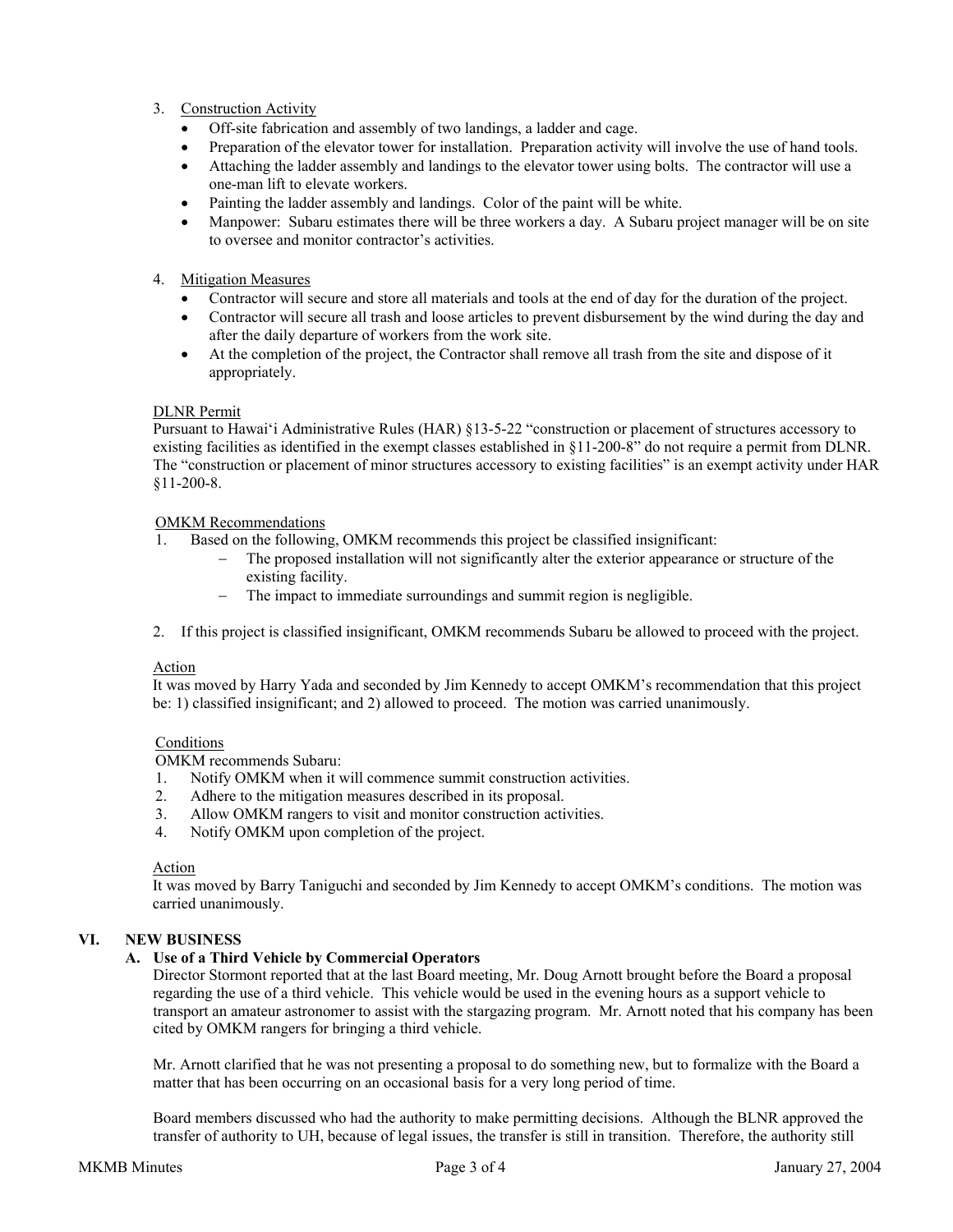3. Construction Activity
   - Off-site fabrication and assembly of two landings, a ladder and cage.
   - Preparation of the elevator tower for installation. Preparation activity will involve the use of hand tools.
   - Attaching the ladder assembly and landings to the elevator tower using bolts. The contractor will use a one-man lift to elevate workers.
   - Painting the ladder assembly and landings. Color of the paint will be white.
   - Manpower: Subaru estimates there will be three workers a day. A Subaru project manager will be on site to oversee and monitor contractor's activities.

4. Mitigation Measures
   - Contractor will secure and store all materials and tools at the end of day for the duration of the project.
   - Contractor will secure all trash and loose articles to prevent disbursement by the wind during the day and after the daily departure of workers from the work site.
   - At the completion of the project, the Contractor shall remove all trash from the site and dispose of it appropriately.

DLNR Permit

Pursuant to Hawai'i Administrative Rules (HAR) §13-5-22 "construction or placement of structures accessory to existing facilities as identified in the exempt classes established in §11-200-8" do not require a permit from DLNR. The "construction or placement of minor structures accessory to existing facilities" is an exempt activity under HAR §11-200-8.

OMKM Recommendations

1. Based on the following, OMKM recommends this project be classified insignificant:
   - The proposed installation will not significantly alter the exterior appearance or structure of the existing facility.
   - The impact to immediate surroundings and summit region is negligible.

2. If this project is classified insignificant, OMKM recommends Subaru be allowed to proceed with the project.

Action

It was moved by Harry Yada and seconded by Jim Kennedy to accept OMKM's recommendation that this project be: 1) classified insignificant; and 2) allowed to proceed. The motion was carried unanimously.

Conditions

OMKM recommends Subaru:

1. Notify OMKM when it will commence summit construction activities.
2. Adhere to the mitigation measures described in its proposal.
3. Allow OMKM rangers to visit and monitor construction activities.
4. Notify OMKM upon completion of the project.

Action

It was moved by Barry Taniguchi and seconded by Jim Kennedy to accept OMKM's conditions. The motion was carried unanimously.

## VI. NEW BUSINESS

### A. Use of a Third Vehicle by Commercial Operators

Director Stormont reported that at the last Board meeting, Mr. Doug Arnott brought before the Board a proposal regarding the use of a third vehicle. This vehicle would be used in the evening hours as a support vehicle to transport an amateur astronomer to assist with the stargazing program. Mr. Arnott noted that his company has been cited by OMKM rangers for bringing a third vehicle.

Mr. Arnott clarified that he was not presenting a proposal to do something new, but to formalize with the Board a matter that has been occurring on an occasional basis for a very long period of time.

Board members discussed who had the authority to make permitting decisions. Although the BLNR approved the transfer of authority to UH, because of legal issues, the transfer is still in transition. Therefore, the authority still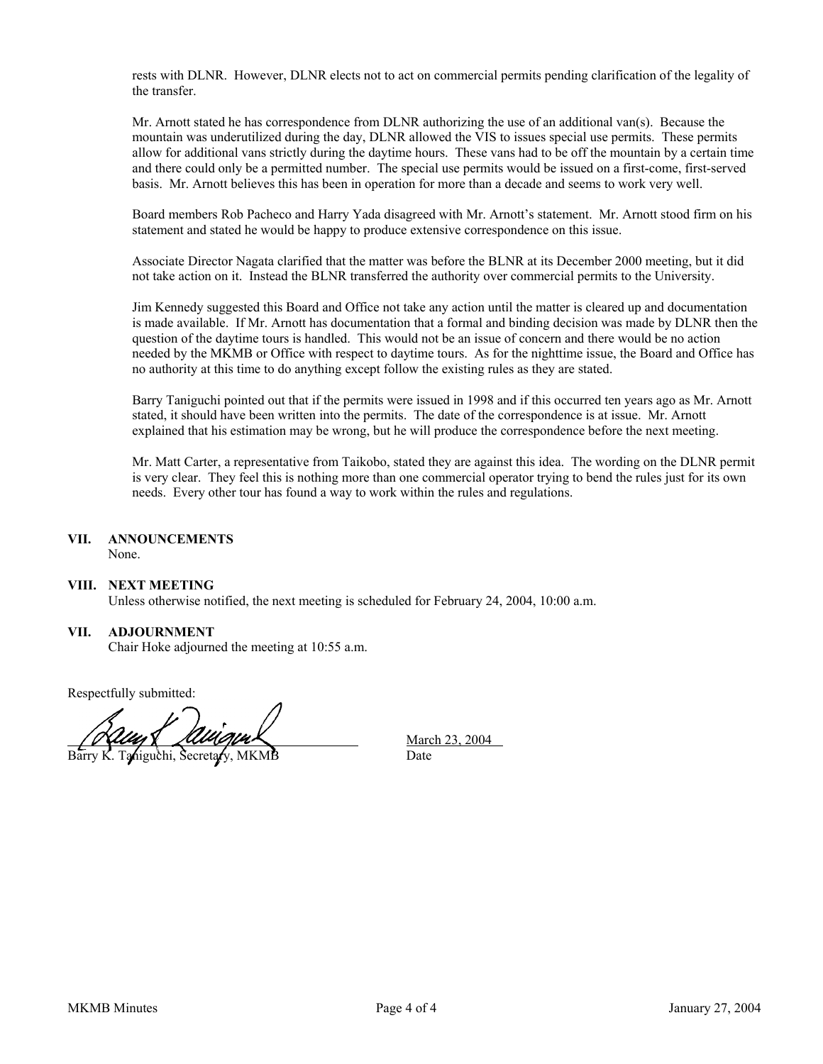rests with DLNR. However, DLNR elects not to act on commercial permits pending clarification of the legality of the transfer.

Mr. Arnott stated he has correspondence from DLNR authorizing the use of an additional van(s). Because the mountain was underutilized during the day, DLNR allowed the VIS to issues special use permits. These permits allow for additional vans strictly during the daytime hours. These vans had to be off the mountain by a certain time and there could only be a permitted number. The special use permits would be issued on a first-come, first-served basis. Mr. Arnott believes this has been in operation for more than a decade and seems to work very well.

Board members Rob Pacheco and Harry Yada disagreed with Mr. Arnott's statement. Mr. Arnott stood firm on his statement and stated he would be happy to produce extensive correspondence on this issue.

Associate Director Nagata clarified that the matter was before the BLNR at its December 2000 meeting, but it did not take action on it. Instead the BLNR transferred the authority over commercial permits to the University.

Jim Kennedy suggested this Board and Office not take any action until the matter is cleared up and documentation is made available. If Mr. Arnott has documentation that a formal and binding decision was made by DLNR then the question of the daytime tours is handled. This would not be an issue of concern and there would be no action needed by the MKMB or Office with respect to daytime tours. As for the nighttime issue, the Board and Office has no authority at this time to do anything except follow the existing rules as they are stated.

Barry Taniguchi pointed out that if the permits were issued in 1998 and if this occurred ten years ago as Mr. Arnott stated, it should have been written into the permits. The date of the correspondence is at issue. Mr. Arnott explained that his estimation may be wrong, but he will produce the correspondence before the next meeting.

Mr. Matt Carter, a representative from Taikobo, stated they are against this idea. The wording on the DLNR permit is very clear. They feel this is nothing more than one commercial operator trying to bend the rules just for its own needs. Every other tour has found a way to work within the rules and regulations.

## VII. ANNOUNCEMENTS

None.

## VIII. NEXT MEETING

Unless otherwise notified, the next meeting is scheduled for February 24, 2004, 10:00 a.m.

## VII. ADJOURNMENT

Chair Hoke adjourned the meeting at 10:55 a.m.

Respectfully submitted:

Barry K. Taniguchi, Secretary, MKMB

March 23, 2004
Date